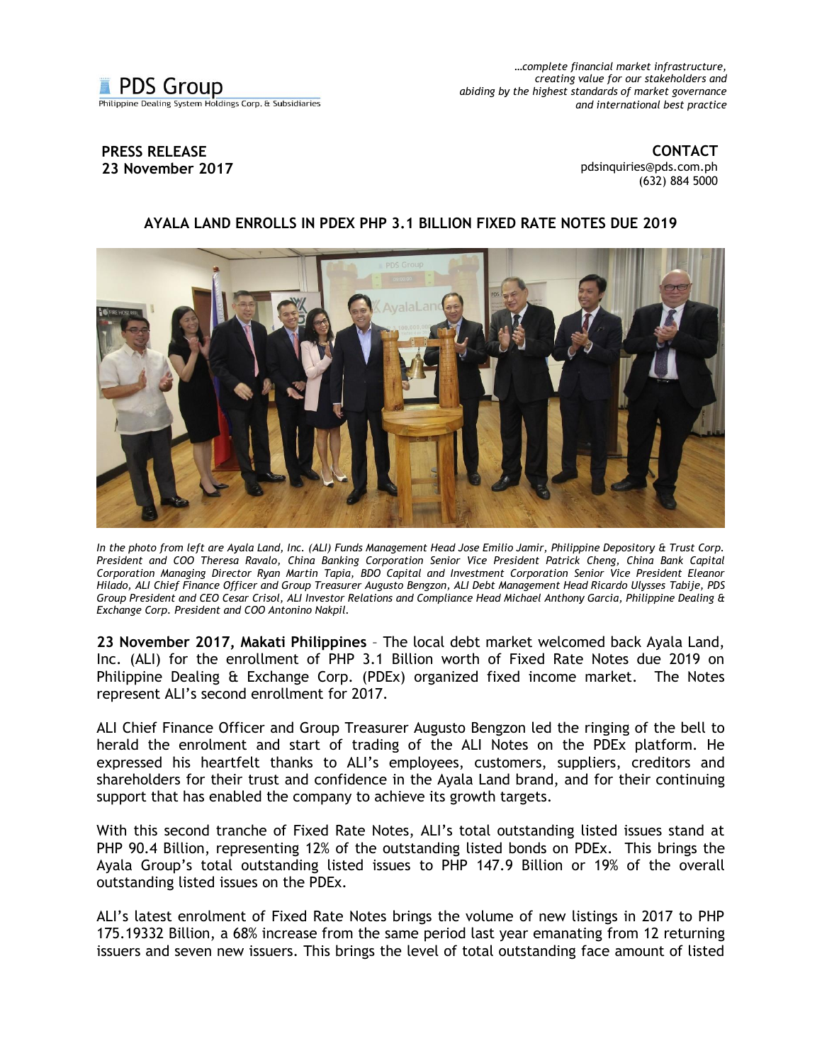PDS Group
Philippine Dealing System Holdings Corp. & Subsidiaries

*…complete financial market infrastructure, creating value for our stakeholders and abiding by the highest standards of market governance and international best practice*

**PRESS RELEASE**
**23 November 2017**

**CONTACT**
pdsinquiries@pds.com.ph
(632) 884 5000

## AYALA LAND ENROLLS IN PDEX PHP 3.1 BILLION FIXED RATE NOTES DUE 2019

*In the photo from left are Ayala Land, Inc. (ALI) Funds Management Head Jose Emilio Jamir, Philippine Depository & Trust Corp. President and COO Theresa Ravalo, China Banking Corporation Senior Vice President Patrick Cheng, China Bank Capital Corporation Managing Director Ryan Martin Tapia, BDO Capital and Investment Corporation Senior Vice President Eleanor Hilado, ALI Chief Finance Officer and Group Treasurer Augusto Bengzon, ALI Debt Management Head Ricardo Ulysses Tabije, PDS Group President and CEO Cesar Crisol, ALI Investor Relations and Compliance Head Michael Anthony Garcia, Philippine Dealing & Exchange Corp. President and COO Antonino Nakpil.*

**23 November 2017, Makati Philippines** – The local debt market welcomed back Ayala Land, Inc. (ALI) for the enrollment of PHP 3.1 Billion worth of Fixed Rate Notes due 2019 on Philippine Dealing & Exchange Corp. (PDEx) organized fixed income market. The Notes represent ALI's second enrollment for 2017.

ALI Chief Finance Officer and Group Treasurer Augusto Bengzon led the ringing of the bell to herald the enrolment and start of trading of the ALI Notes on the PDEx platform. He expressed his heartfelt thanks to ALI's employees, customers, suppliers, creditors and shareholders for their trust and confidence in the Ayala Land brand, and for their continuing support that has enabled the company to achieve its growth targets.

With this second tranche of Fixed Rate Notes, ALI's total outstanding listed issues stand at PHP 90.4 Billion, representing 12% of the outstanding listed bonds on PDEx. This brings the Ayala Group's total outstanding listed issues to PHP 147.9 Billion or 19% of the overall outstanding listed issues on the PDEx.

ALI's latest enrolment of Fixed Rate Notes brings the volume of new listings in 2017 to PHP 175.19332 Billion, a 68% increase from the same period last year emanating from 12 returning issuers and seven new issuers. This brings the level of total outstanding face amount of listed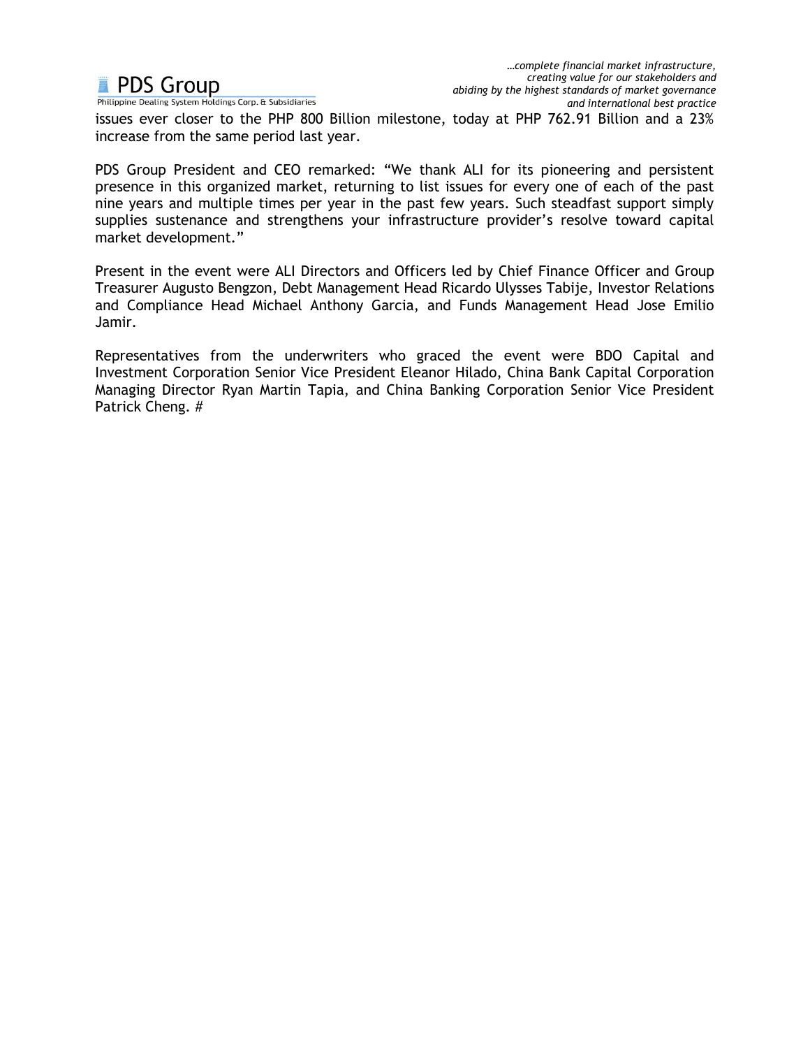issues ever closer to the PHP 800 Billion milestone, today at PHP 762.91 Billion and a 23% increase from the same period last year.

PDS Group President and CEO remarked: "We thank ALI for its pioneering and persistent presence in this organized market, returning to list issues for every one of each of the past nine years and multiple times per year in the past few years. Such steadfast support simply supplies sustenance and strengthens your infrastructure provider's resolve toward capital market development."

Present in the event were ALI Directors and Officers led by Chief Finance Officer and Group Treasurer Augusto Bengzon, Debt Management Head Ricardo Ulysses Tabije, Investor Relations and Compliance Head Michael Anthony Garcia, and Funds Management Head Jose Emilio Jamir.

Representatives from the underwriters who graced the event were BDO Capital and Investment Corporation Senior Vice President Eleanor Hilado, China Bank Capital Corporation Managing Director Ryan Martin Tapia, and China Banking Corporation Senior Vice President Patrick Cheng. #